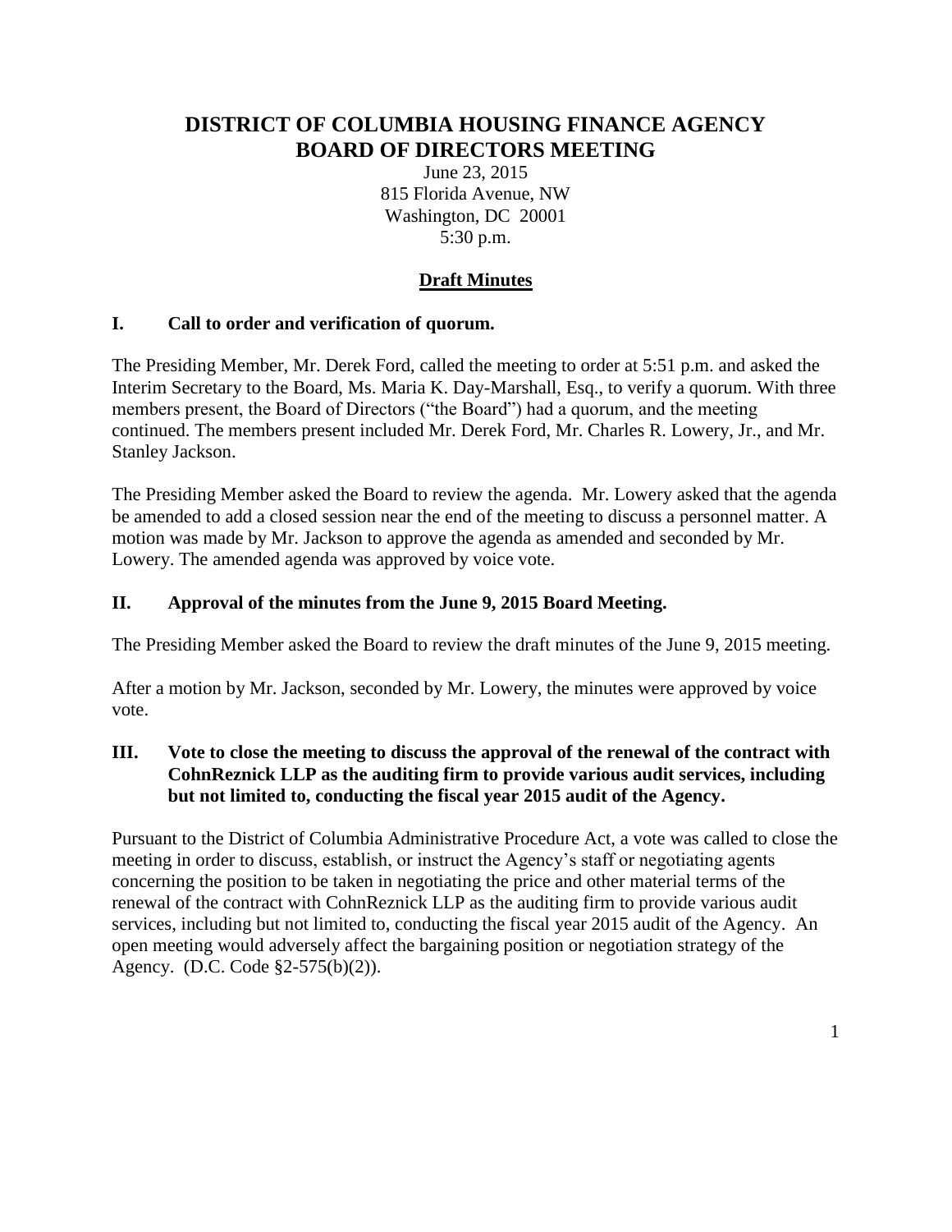# DISTRICT OF COLUMBIA HOUSING FINANCE AGENCY BOARD OF DIRECTORS MEETING

June 23, 2015
815 Florida Avenue, NW
Washington, DC 20001
5:30 p.m.

## Draft Minutes

### I. Call to order and verification of quorum.

The Presiding Member, Mr. Derek Ford, called the meeting to order at 5:51 p.m. and asked the Interim Secretary to the Board, Ms. Maria K. Day-Marshall, Esq., to verify a quorum. With three members present, the Board of Directors ("the Board") had a quorum, and the meeting continued. The members present included Mr. Derek Ford, Mr. Charles R. Lowery, Jr., and Mr. Stanley Jackson.

The Presiding Member asked the Board to review the agenda. Mr. Lowery asked that the agenda be amended to add a closed session near the end of the meeting to discuss a personnel matter. A motion was made by Mr. Jackson to approve the agenda as amended and seconded by Mr. Lowery. The amended agenda was approved by voice vote.

### II. Approval of the minutes from the June 9, 2015 Board Meeting.

The Presiding Member asked the Board to review the draft minutes of the June 9, 2015 meeting.

After a motion by Mr. Jackson, seconded by Mr. Lowery, the minutes were approved by voice vote.

### III. Vote to close the meeting to discuss the approval of the renewal of the contract with CohnReznick LLP as the auditing firm to provide various audit services, including but not limited to, conducting the fiscal year 2015 audit of the Agency.

Pursuant to the District of Columbia Administrative Procedure Act, a vote was called to close the meeting in order to discuss, establish, or instruct the Agency's staff or negotiating agents concerning the position to be taken in negotiating the price and other material terms of the renewal of the contract with CohnReznick LLP as the auditing firm to provide various audit services, including but not limited to, conducting the fiscal year 2015 audit of the Agency. An open meeting would adversely affect the bargaining position or negotiation strategy of the Agency. (D.C. Code §2-575(b)(2)).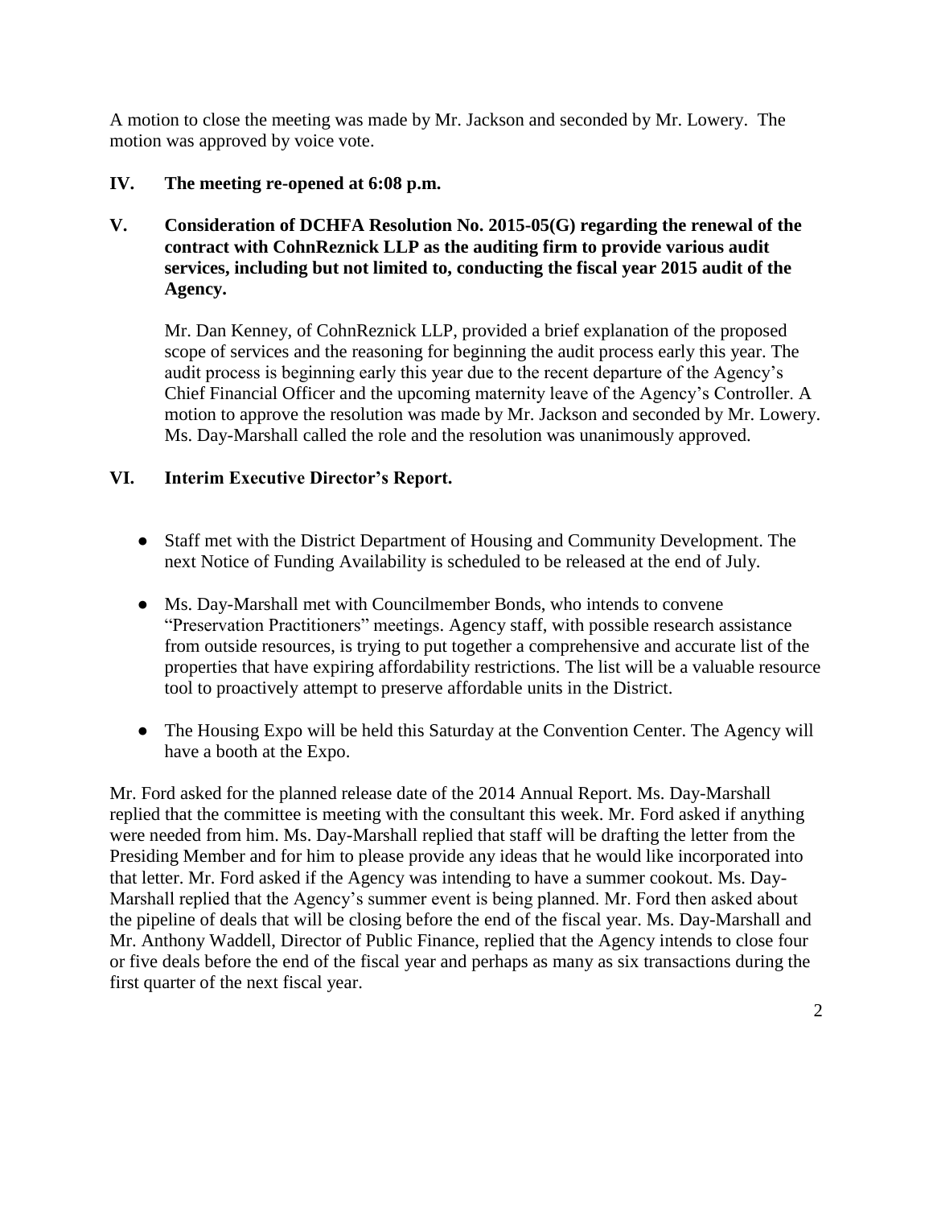A motion to close the meeting was made by Mr. Jackson and seconded by Mr. Lowery. The motion was approved by voice vote.

**IV. The meeting re-opened at 6:08 p.m.**

**V. Consideration of DCHFA Resolution No. 2015-05(G) regarding the renewal of the contract with CohnReznick LLP as the auditing firm to provide various audit services, including but not limited to, conducting the fiscal year 2015 audit of the Agency.**

Mr. Dan Kenney, of CohnReznick LLP, provided a brief explanation of the proposed scope of services and the reasoning for beginning the audit process early this year. The audit process is beginning early this year due to the recent departure of the Agency's Chief Financial Officer and the upcoming maternity leave of the Agency's Controller. A motion to approve the resolution was made by Mr. Jackson and seconded by Mr. Lowery. Ms. Day-Marshall called the role and the resolution was unanimously approved.

**VI. Interim Executive Director's Report.**

- Staff met with the District Department of Housing and Community Development. The next Notice of Funding Availability is scheduled to be released at the end of July.
- Ms. Day-Marshall met with Councilmember Bonds, who intends to convene "Preservation Practitioners" meetings. Agency staff, with possible research assistance from outside resources, is trying to put together a comprehensive and accurate list of the properties that have expiring affordability restrictions. The list will be a valuable resource tool to proactively attempt to preserve affordable units in the District.
- The Housing Expo will be held this Saturday at the Convention Center. The Agency will have a booth at the Expo.

Mr. Ford asked for the planned release date of the 2014 Annual Report. Ms. Day-Marshall replied that the committee is meeting with the consultant this week. Mr. Ford asked if anything were needed from him. Ms. Day-Marshall replied that staff will be drafting the letter from the Presiding Member and for him to please provide any ideas that he would like incorporated into that letter. Mr. Ford asked if the Agency was intending to have a summer cookout. Ms. Day-Marshall replied that the Agency's summer event is being planned. Mr. Ford then asked about the pipeline of deals that will be closing before the end of the fiscal year. Ms. Day-Marshall and Mr. Anthony Waddell, Director of Public Finance, replied that the Agency intends to close four or five deals before the end of the fiscal year and perhaps as many as six transactions during the first quarter of the next fiscal year.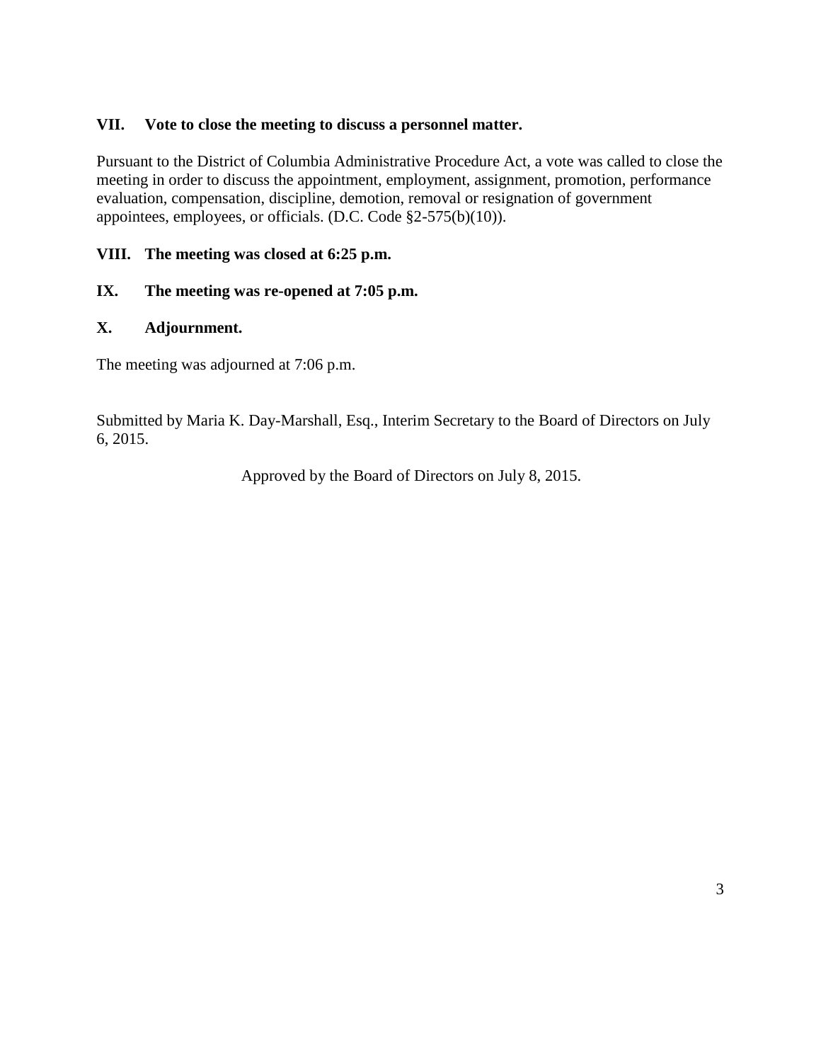**VII. Vote to close the meeting to discuss a personnel matter.**

Pursuant to the District of Columbia Administrative Procedure Act, a vote was called to close the meeting in order to discuss the appointment, employment, assignment, promotion, performance evaluation, compensation, discipline, demotion, removal or resignation of government appointees, employees, or officials. (D.C. Code §2-575(b)(10)).

**VIII. The meeting was closed at 6:25 p.m.**

**IX. The meeting was re-opened at 7:05 p.m.**

**X. Adjournment.**

The meeting was adjourned at 7:06 p.m.

Submitted by Maria K. Day-Marshall, Esq., Interim Secretary to the Board of Directors on July 6, 2015.

Approved by the Board of Directors on July 8, 2015.